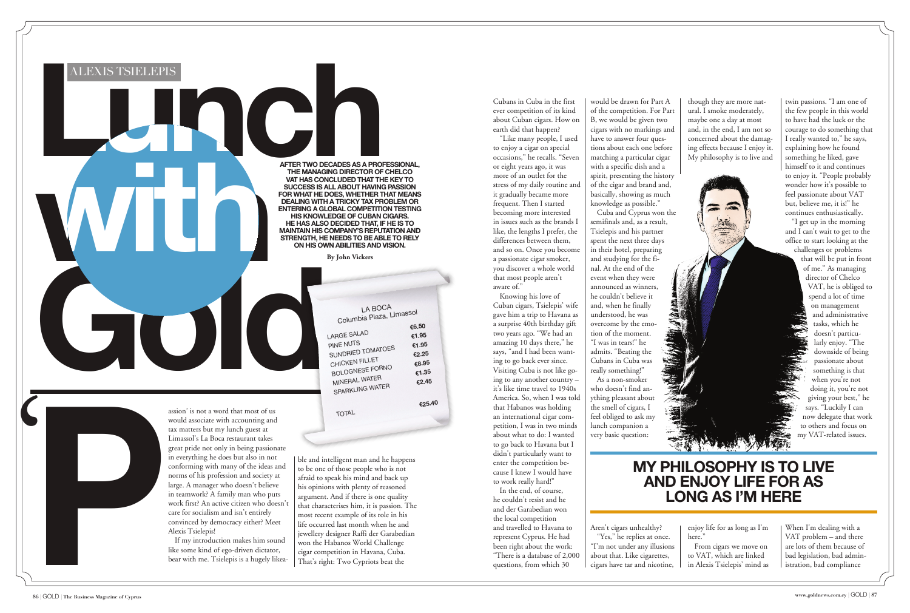ALEXIS TSIELEPIS

# Lunch with Gold

**AFTER TWO DECADES AS A PROFESSIONAL, THE MANAGING DIRECTOR OF CHELCO VAT HAS CONCLUDED THAT THE KEY TO SUCCESS IS ALL ABOUT HAVING PASSION FOR WHAT HE DOES, WHETHER THAT MEANS DEALING WITH A TRICKY TAX PROBLEM OR ENTERING A GLOBAL COMPETITION TESTING HIS KNOWLEDGE OF CUBAN CIGARS. HE HAS ALSO DECIDED THAT, IF HE IS TO MAINTAIN HIS COMPANY'S REPUTATION AND STRENGTH, HE NEEDS TO BE ABLE TO RELY ON HIS OWN ABILITIES AND VISION.**

**By John Vickers**

| LA BOCA Columbia Plaza, Limassol | |
|---|---|
| LARGE SALAD | €6.50 |
| PINE NUTS | €1.95 |
| SUNDRIED TOMATOES | €1.95 |
| CHICKEN FILLET | €2.25 |
| BOLOGNESE FORNO | €8.95 |
| MINERAL WATER | €1.35 |
| SPARKLING WATER | €2.45 |
| TOTAL | €25.40 |

'Passion' is not a word that most of us would associate with accounting and tax matters but my lunch guest at Limassol's La Boca restaurant takes great pride not only in being passionate in everything he does but also in not conforming with many of the ideas and norms of his profession and society at large. A manager who doesn't believe in teamwork? A family man who puts work first? An active citizen who doesn't care for socialism and isn't entirely convinced by democracy either? Meet Alexis Tsielepis!

If my introduction makes him sound like some kind of ego-driven dictator, bear with me. Tsielepis is a hugely likeable and intelligent man and he happens to be one of those people who is not afraid to speak his mind and back up his opinions with plenty of reasoned argument. And if there is one quality that characterises him, it is passion. The most recent example of its role in his life occurred last month when he and jewellery designer Raffi der Garabedian won the Habanos World Challenge cigar competition in Havana, Cuba. That's right: Two Cypriots beat the Cubans in Cuba in the first ever competition of its kind about Cuban cigars. How on earth did that happen?

"Like many people, I used to enjoy a cigar on special occasions," he recalls. "Seven or eight years ago, it was more of an outlet for the stress of my daily routine and it gradually became more frequent. Then I started becoming more interested in issues such as the brands I like, the lengths I prefer, the differences between them, and so on. Once you become a passionate cigar smoker, you discover a whole world that most people aren't aware of."

Knowing his love of Cuban cigars, Tsielepis' wife gave him a trip to Havana as a surprise 40th birthday gift two years ago. "We had an amazing 10 days there," he says, "and I had been wanting to go back ever since. Visiting Cuba is not like going to any another country – it's like time travel to 1940s America. So, when I was told that Habanos was holding an international cigar competition, I was in two minds about what to do: I wanted to go back to Havana but I didn't particularly want to enter the competition because I knew I would have to work really hard!"

In the end, of course, he couldn't resist and he and der Garabedian won the local competition and travelled to Havana to represent Cyprus. He had been right about the work: "There is a database of 2,000 questions, from which 30 would be drawn for Part A of the competition. For Part B, we would be given two cigars with no markings and have to answer four questions about each one before matching a particular cigar with a specific dish and a spirit, presenting the history of the cigar and brand and, basically, showing as much knowledge as possible."

Cuba and Cyprus won the semifinals and, as a result, Tsielepis and his partner spent the next three days in their hotel, preparing and studying for the final. At the end of the event when they were announced as winners, he couldn't believe it and, when he finally understood, he was overcome by the emotion of the moment. "I was in tears!" he admits. "Beating the Cubans in Cuba was really something!"

As a non-smoker who doesn't find anything pleasant about the smell of cigars, I feel obliged to ask my lunch companion a very basic question: Aren't cigars unhealthy?

"Yes," he replies at once. "I'm not under any illusions about that. Like cigarettes, cigars have tar and nicotine, though they are more natural. I smoke moderately, maybe one a day at most and, in the end, I am not so concerned about the damaging effects because I enjoy it. My philosophy is to live and enjoy life for as long as I'm here."

## MY PHILOSOPHY IS TO LIVE AND ENJOY LIFE FOR AS LONG AS I'M HERE

From cigars we move on to VAT, which are linked in Alexis Tsielepis' mind as twin passions. "I am one of the few people in this world to have had the luck or the courage to do something that I really wanted to," he says, explaining how he found something he liked, gave himself to it and continues to enjoy it. "People probably wonder how it's possible to feel passionate about VAT but, believe me, it is!" he continues enthusiastically.

"I get up in the morning and I can't wait to get to the office to start looking at the challenges or problems that will be put in front of me." As managing director of Chelco VAT, he is obliged to spend a lot of time on management and administrative tasks, which he doesn't particularly enjoy. "The downside of being passionate about something is that when you're not doing it, you're not giving your best," he says. "Luckily I can now delegate that work to others and focus on my VAT-related issues. When I'm dealing with a VAT problem – and there are lots of them because of bad legislation, bad administration, bad compliance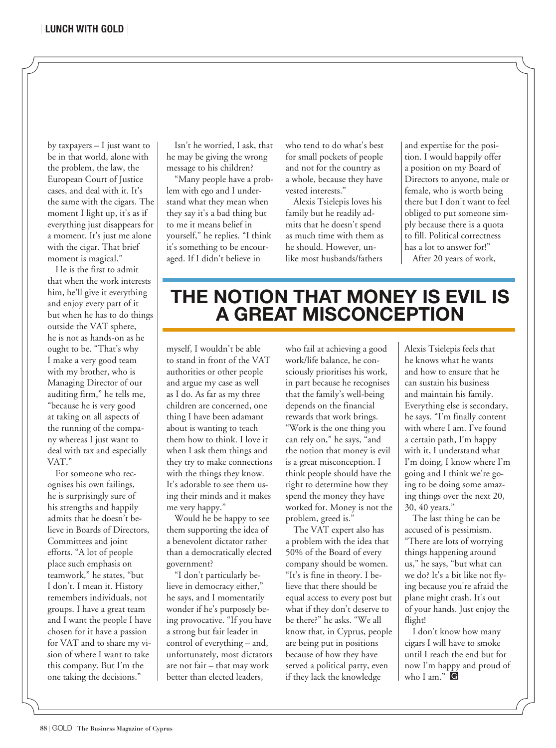by taxpayers – I just want to be in that world, alone with the problem, the law, the European Court of Justice cases, and deal with it. It's the same with the cigars. The moment I light up, it's as if everything just disappears for a moment. It's just me alone with the cigar. That brief moment is magical."

He is the first to admit that when the work interests him, he'll give it everything and enjoy every part of it but when he has to do things outside the VAT sphere, he is not as hands-on as he ought to be. "That's why I make a very good team with my brother, who is Managing Director of our auditing firm," he tells me, "because he is very good at taking on all aspects of the running of the company whereas I just want to deal with tax and especially VAT."

For someone who recognises his own failings, he is surprisingly sure of his strengths and happily admits that he doesn't believe in Boards of Directors, Committees and joint efforts. "A lot of people place such emphasis on teamwork," he states, "but I don't. I mean it. History remembers individuals, not groups. I have a great team and I want the people I have chosen for it have a passion for VAT and to share my vision of where I want to take this company. But I'm the one taking the decisions."

Isn't he worried, I ask, that he may be giving the wrong message to his children?

"Many people have a problem with ego and I understand what they mean when they say it's a bad thing but to me it means belief in yourself," he replies. "I think it's something to be encouraged. If I didn't believe in myself, I wouldn't be able to stand in front of the VAT authorities or other people and argue my case as well as I do. As far as my three children are concerned, one thing I have been adamant about is wanting to teach them how to think. I love it when I ask them things and they try to make connections with the things they know. It's adorable to see them using their minds and it makes me very happy."

Would he be happy to see them supporting the idea of a benevolent dictator rather than a democratically elected government?

"I don't particularly believe in democracy either," he says, and I momentarily wonder if he's purposely being provocative. "If you have a strong but fair leader in control of everything – and, unfortunately, most dictators are not fair – that may work better than elected leaders, who tend to do what's best for small pockets of people and not for the country as a whole, because they have vested interests."

Alexis Tsielepis loves his family but he readily admits that he doesn't spend as much time with them as he should. However, unlike most husbands/fathers who fail at achieving a good work/life balance, he consciously prioritises his work, in part because he recognises that the family's well-being depends on the financial rewards that work brings. "Work is the one thing you can rely on," he says, "and the notion that money is evil is a great misconception. I think people should have the right to determine how they spend the money they have worked for. Money is not the problem, greed is."

## THE NOTION THAT MONEY IS EVIL IS A GREAT MISCONCEPTION

The VAT expert also has a problem with the idea that 50% of the Board of every company should be women. "It's is fine in theory. I believe that there should be equal access to every post but what if they don't deserve to be there?" he asks. "We all know that, in Cyprus, people are being put in positions because of how they have served a political party, even if they lack the knowledge and expertise for the position. I would happily offer a position on my Board of Directors to anyone, male or female, who is worth being there but I don't want to feel obliged to put someone simply because there is a quota to fill. Political correctness has a lot to answer for!"

After 20 years of work, Alexis Tsielepis feels that he knows what he wants and how to ensure that he can sustain his business and maintain his family. Everything else is secondary, he says. "I'm finally content with where I am. I've found a certain path, I'm happy with it, I understand what I'm doing, I know where I'm going and I think we're going to be doing some amazing things over the next 20, 30, 40 years."

The last thing he can be accused of is pessimism. "There are lots of worrying things happening around us," he says, "but what can we do? It's a bit like not flying because you're afraid the plane might crash. It's out of your hands. Just enjoy the flight!

I don't know how many cigars I will have to smoke until I reach the end but for now I'm happy and proud of who I am."